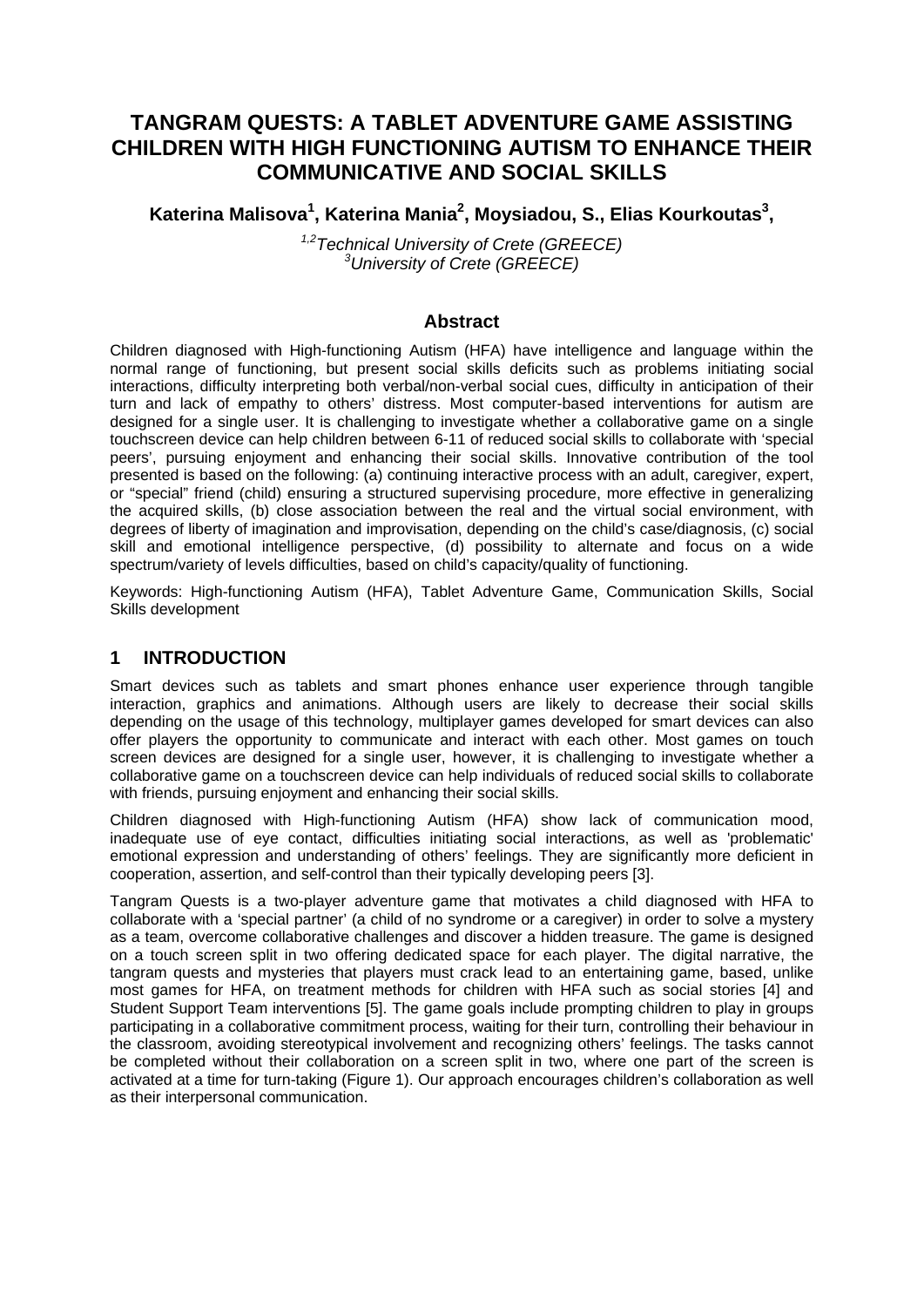# TANGRAM QUESTS: A TABLET ADVENTURE GAME ASSISTING CHILDREN WITH HIGH FUNCTIONING AUTISM TO ENHANCE THEIR COMMUNICATIVE AND SOCIAL SKILLS

**Katerina Malisova[1], Katerina Mania[2], Moysiadou, S., Elias Kourkoutas[3],**

*[1,2]Technical University of Crete (GREECE)*
*[3]University of Crete (GREECE)*

## Abstract

Children diagnosed with High-functioning Autism (HFA) have intelligence and language within the normal range of functioning, but present social skills deficits such as problems initiating social interactions, difficulty interpreting both verbal/non-verbal social cues, difficulty in anticipation of their turn and lack of empathy to others' distress. Most computer-based interventions for autism are designed for a single user. It is challenging to investigate whether a collaborative game on a single touchscreen device can help children between 6-11 of reduced social skills to collaborate with 'special peers', pursuing enjoyment and enhancing their social skills. Innovative contribution of the tool presented is based on the following: (a) continuing interactive process with an adult, caregiver, expert, or "special" friend (child) ensuring a structured supervising procedure, more effective in generalizing the acquired skills, (b) close association between the real and the virtual social environment, with degrees of liberty of imagination and improvisation, depending on the child's case/diagnosis, (c) social skill and emotional intelligence perspective, (d) possibility to alternate and focus on a wide spectrum/variety of levels difficulties, based on child's capacity/quality of functioning.

Keywords: High-functioning Autism (HFA), Tablet Adventure Game, Communication Skills, Social Skills development

## 1 INTRODUCTION

Smart devices such as tablets and smart phones enhance user experience through tangible interaction, graphics and animations. Although users are likely to decrease their social skills depending on the usage of this technology, multiplayer games developed for smart devices can also offer players the opportunity to communicate and interact with each other. Most games on touch screen devices are designed for a single user, however, it is challenging to investigate whether a collaborative game on a touchscreen device can help individuals of reduced social skills to collaborate with friends, pursuing enjoyment and enhancing their social skills.

Children diagnosed with High-functioning Autism (HFA) show lack of communication mood, inadequate use of eye contact, difficulties initiating social interactions, as well as 'problematic' emotional expression and understanding of others' feelings. They are significantly more deficient in cooperation, assertion, and self-control than their typically developing peers [3].

Tangram Quests is a two-player adventure game that motivates a child diagnosed with HFA to collaborate with a 'special partner' (a child of no syndrome or a caregiver) in order to solve a mystery as a team, overcome collaborative challenges and discover a hidden treasure. The game is designed on a touch screen split in two offering dedicated space for each player. The digital narrative, the tangram quests and mysteries that players must crack lead to an entertaining game, based, unlike most games for HFA, on treatment methods for children with HFA such as social stories [4] and Student Support Team interventions [5]. The game goals include prompting children to play in groups participating in a collaborative commitment process, waiting for their turn, controlling their behaviour in the classroom, avoiding stereotypical involvement and recognizing others' feelings. The tasks cannot be completed without their collaboration on a screen split in two, where one part of the screen is activated at a time for turn-taking (Figure 1). Our approach encourages children's collaboration as well as their interpersonal communication.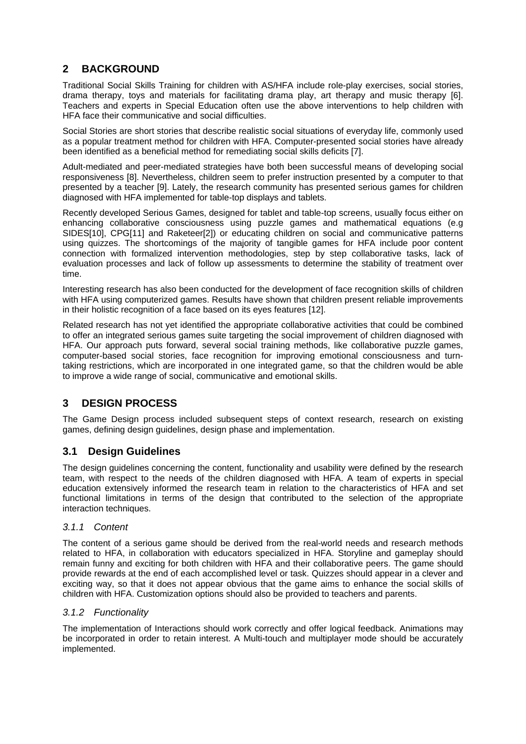## 2 BACKGROUND

Traditional Social Skills Training for children with AS/HFA include role-play exercises, social stories, drama therapy, toys and materials for facilitating drama play, art therapy and music therapy [6]. Teachers and experts in Special Education often use the above interventions to help children with HFA face their communicative and social difficulties.

Social Stories are short stories that describe realistic social situations of everyday life, commonly used as a popular treatment method for children with HFA. Computer-presented social stories have already been identified as a beneficial method for remediating social skills deficits [7].

Adult-mediated and peer-mediated strategies have both been successful means of developing social responsiveness [8]. Nevertheless, children seem to prefer instruction presented by a computer to that presented by a teacher [9]. Lately, the research community has presented serious games for children diagnosed with HFA implemented for table-top displays and tablets.

Recently developed Serious Games, designed for tablet and table-top screens, usually focus either on enhancing collaborative consciousness using puzzle games and mathematical equations (e.g SIDES[10], CPG[11] and Raketeer[2]) or educating children on social and communicative patterns using quizzes. The shortcomings of the majority of tangible games for HFA include poor content connection with formalized intervention methodologies, step by step collaborative tasks, lack of evaluation processes and lack of follow up assessments to determine the stability of treatment over time.

Interesting research has also been conducted for the development of face recognition skills of children with HFA using computerized games. Results have shown that children present reliable improvements in their holistic recognition of a face based on its eyes features [12].

Related research has not yet identified the appropriate collaborative activities that could be combined to offer an integrated serious games suite targeting the social improvement of children diagnosed with HFA. Our approach puts forward, several social training methods, like collaborative puzzle games, computer-based social stories, face recognition for improving emotional consciousness and turn-taking restrictions, which are incorporated in one integrated game, so that the children would be able to improve a wide range of social, communicative and emotional skills.

## 3 DESIGN PROCESS

The Game Design process included subsequent steps of context research, research on existing games, defining design guidelines, design phase and implementation.

### 3.1 Design Guidelines

The design guidelines concerning the content, functionality and usability were defined by the research team, with respect to the needs of the children diagnosed with HFA. A team of experts in special education extensively informed the research team in relation to the characteristics of HFA and set functional limitations in terms of the design that contributed to the selection of the appropriate interaction techniques.

#### *3.1.1 Content*

The content of a serious game should be derived from the real-world needs and research methods related to HFA, in collaboration with educators specialized in HFA. Storyline and gameplay should remain funny and exciting for both children with HFA and their collaborative peers. The game should provide rewards at the end of each accomplished level or task. Quizzes should appear in a clever and exciting way, so that it does not appear obvious that the game aims to enhance the social skills of children with HFA. Customization options should also be provided to teachers and parents.

#### *3.1.2 Functionality*

The implementation of Interactions should work correctly and offer logical feedback. Animations may be incorporated in order to retain interest. A Multi-touch and multiplayer mode should be accurately implemented.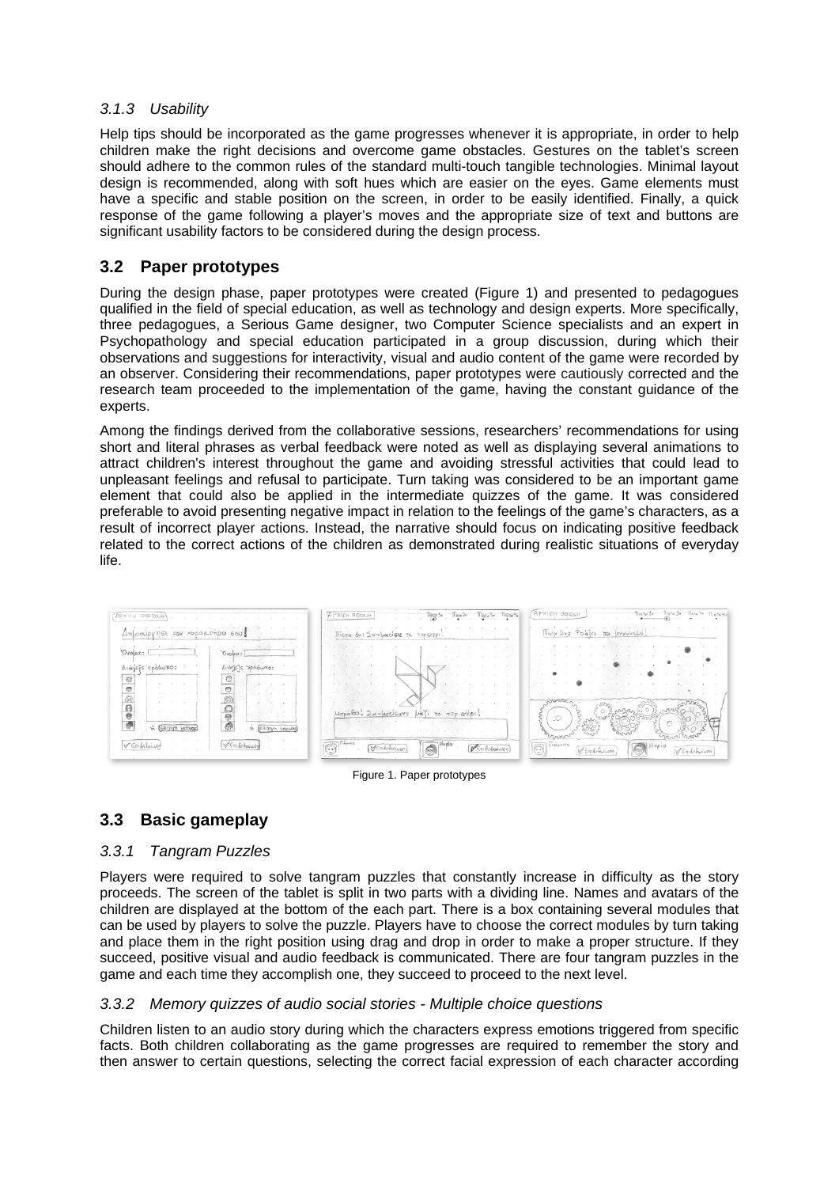### 3.1.3 Usability

Help tips should be incorporated as the game progresses whenever it is appropriate, in order to help children make the right decisions and overcome game obstacles. Gestures on the tablet's screen should adhere to the common rules of the standard multi-touch tangible technologies. Minimal layout design is recommended, along with soft hues which are easier on the eyes. Game elements must have a specific and stable position on the screen, in order to be easily identified. Finally, a quick response of the game following a player's moves and the appropriate size of text and buttons are significant usability factors to be considered during the design process.

## 3.2 Paper prototypes

During the design phase, paper prototypes were created (Figure 1) and presented to pedagogues qualified in the field of special education, as well as technology and design experts. More specifically, three pedagogues, a Serious Game designer, two Computer Science specialists and an expert in Psychopathology and special education participated in a group discussion, during which their observations and suggestions for interactivity, visual and audio content of the game were recorded by an observer. Considering their recommendations, paper prototypes were cautiously corrected and the research team proceeded to the implementation of the game, having the constant guidance of the experts.

Among the findings derived from the collaborative sessions, researchers' recommendations for using short and literal phrases as verbal feedback were noted as well as displaying several animations to attract children's interest throughout the game and avoiding stressful activities that could lead to unpleasant feelings and refusal to participate. Turn taking was considered to be an important game element that could also be applied in the intermediate quizzes of the game. It was considered preferable to avoid presenting negative impact in relation to the feelings of the game's characters, as a result of incorrect player actions. Instead, the narrative should focus on indicating positive feedback related to the correct actions of the children as demonstrated during realistic situations of everyday life.

Figure 1. Paper prototypes

## 3.3 Basic gameplay

### 3.3.1 Tangram Puzzles

Players were required to solve tangram puzzles that constantly increase in difficulty as the story proceeds. The screen of the tablet is split in two parts with a dividing line. Names and avatars of the children are displayed at the bottom of the each part. There is a box containing several modules that can be used by players to solve the puzzle. Players have to choose the correct modules by turn taking and place them in the right position using drag and drop in order to make a proper structure. If they succeed, positive visual and audio feedback is communicated. There are four tangram puzzles in the game and each time they accomplish one, they succeed to proceed to the next level.

### 3.3.2 Memory quizzes of audio social stories - Multiple choice questions

Children listen to an audio story during which the characters express emotions triggered from specific facts. Both children collaborating as the game progresses are required to remember the story and then answer to certain questions, selecting the correct facial expression of each character according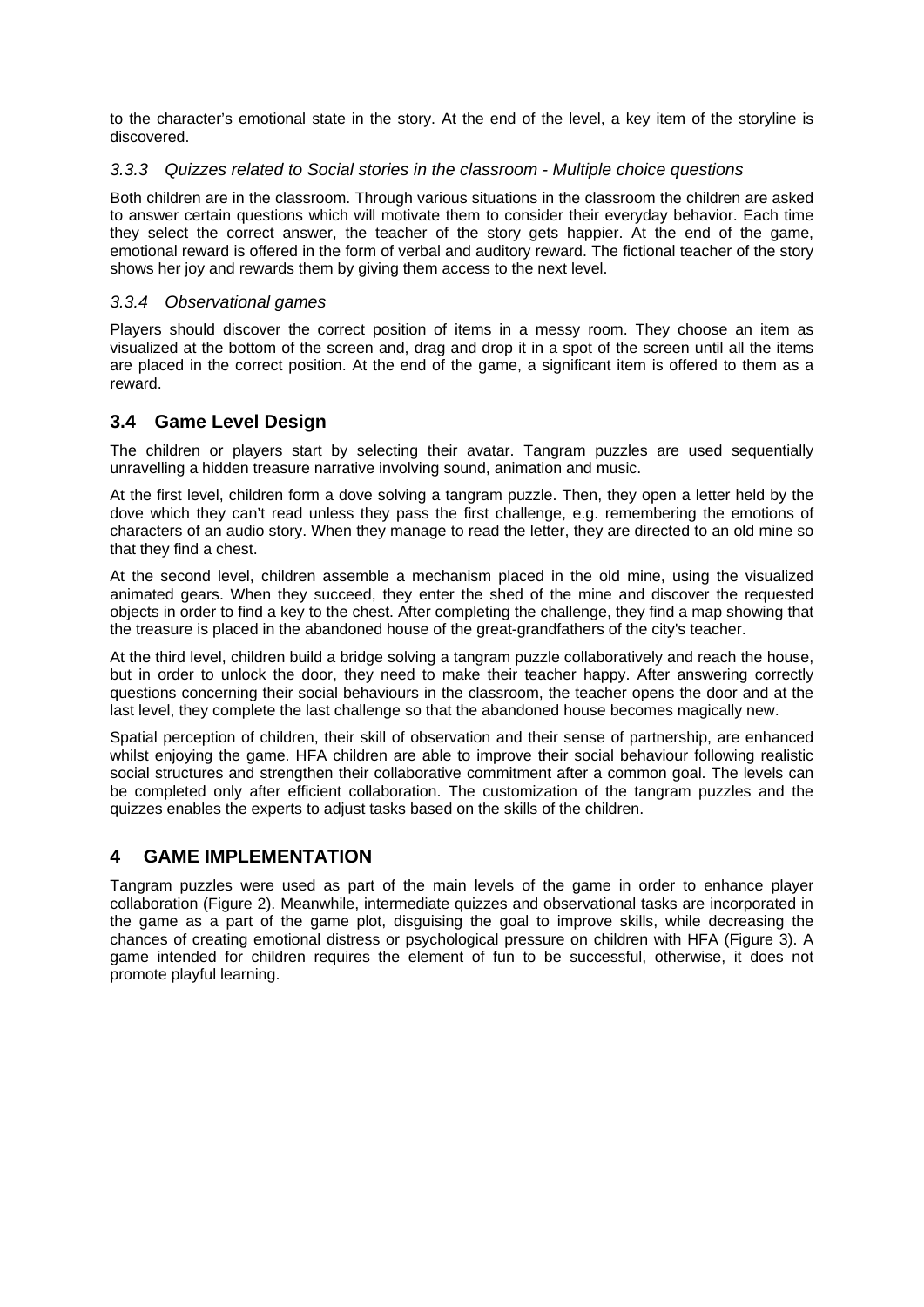to the character's emotional state in the story. At the end of the level, a key item of the storyline is discovered.

### *3.3.3 Quizzes related to Social stories in the classroom - Multiple choice questions*

Both children are in the classroom. Through various situations in the classroom the children are asked to answer certain questions which will motivate them to consider their everyday behavior. Each time they select the correct answer, the teacher of the story gets happier. At the end of the game, emotional reward is offered in the form of verbal and auditory reward. The fictional teacher of the story shows her joy and rewards them by giving them access to the next level.

### *3.3.4 Observational games*

Players should discover the correct position of items in a messy room. They choose an item as visualized at the bottom of the screen and, drag and drop it in a spot of the screen until all the items are placed in the correct position. At the end of the game, a significant item is offered to them as a reward.

## 3.4 Game Level Design

The children or players start by selecting their avatar. Tangram puzzles are used sequentially unravelling a hidden treasure narrative involving sound, animation and music.

At the first level, children form a dove solving a tangram puzzle. Then, they open a letter held by the dove which they can't read unless they pass the first challenge, e.g. remembering the emotions of characters of an audio story. When they manage to read the letter, they are directed to an old mine so that they find a chest.

At the second level, children assemble a mechanism placed in the old mine, using the visualized animated gears. When they succeed, they enter the shed of the mine and discover the requested objects in order to find a key to the chest. After completing the challenge, they find a map showing that the treasure is placed in the abandoned house of the great-grandfathers of the city's teacher.

At the third level, children build a bridge solving a tangram puzzle collaboratively and reach the house, but in order to unlock the door, they need to make their teacher happy. After answering correctly questions concerning their social behaviours in the classroom, the teacher opens the door and at the last level, they complete the last challenge so that the abandoned house becomes magically new.

Spatial perception of children, their skill of observation and their sense of partnership, are enhanced whilst enjoying the game. HFA children are able to improve their social behaviour following realistic social structures and strengthen their collaborative commitment after a common goal. The levels can be completed only after efficient collaboration. The customization of the tangram puzzles and the quizzes enables the experts to adjust tasks based on the skills of the children.

# 4 GAME IMPLEMENTATION

Tangram puzzles were used as part of the main levels of the game in order to enhance player collaboration (Figure 2). Meanwhile, intermediate quizzes and observational tasks are incorporated in the game as a part of the game plot, disguising the goal to improve skills, while decreasing the chances of creating emotional distress or psychological pressure on children with HFA (Figure 3). A game intended for children requires the element of fun to be successful, otherwise, it does not promote playful learning.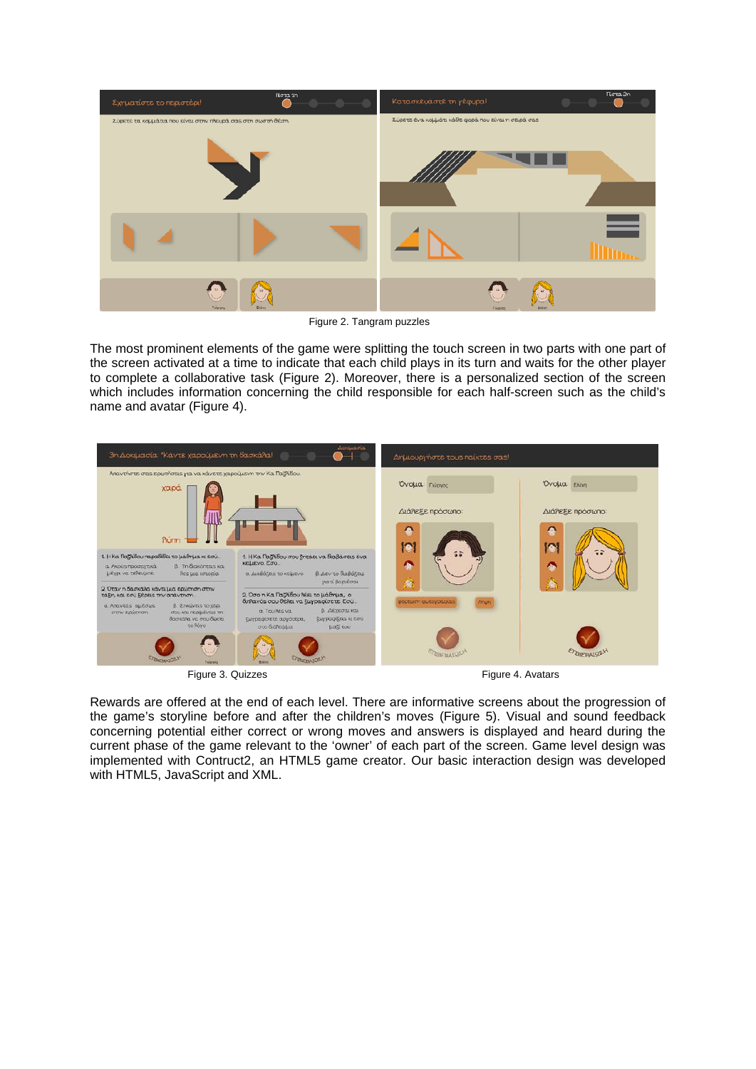Figure 2. Tangram puzzles

The most prominent elements of the game were splitting the touch screen in two parts with one part of the screen activated at a time to indicate that each child plays in its turn and waits for the other player to complete a collaborative task (Figure 2). Moreover, there is a personalized section of the screen which includes information concerning the child responsible for each half-screen such as the child's name and avatar (Figure 4).

Figure 3. Quizzes

Figure 4. Avatars

Rewards are offered at the end of each level. There are informative screens about the progression of the game's storyline before and after the children's moves (Figure 5). Visual and sound feedback concerning potential either correct or wrong moves and answers is displayed and heard during the current phase of the game relevant to the 'owner' of each part of the screen. Game level design was implemented with Contruct2, an HTML5 game creator. Our basic interaction design was developed with HTML5, JavaScript and XML.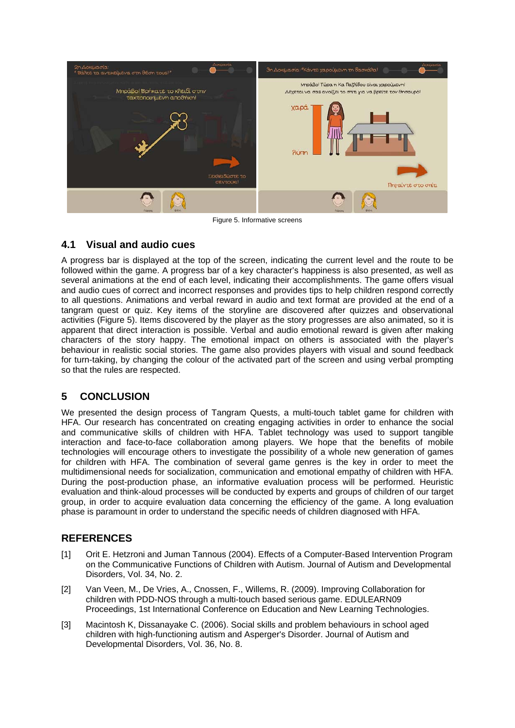Figure 5. Informative screens

## 4.1 Visual and audio cues

A progress bar is displayed at the top of the screen, indicating the current level and the route to be followed within the game. A progress bar of a key character's happiness is also presented, as well as several animations at the end of each level, indicating their accomplishments. The game offers visual and audio cues of correct and incorrect responses and provides tips to help children respond correctly to all questions. Animations and verbal reward in audio and text format are provided at the end of a tangram quest or quiz. Key items of the storyline are discovered after quizzes and observational activities (Figure 5). Items discovered by the player as the story progresses are also animated, so it is apparent that direct interaction is possible. Verbal and audio emotional reward is given after making characters of the story happy. The emotional impact on others is associated with the player's behaviour in realistic social stories. The game also provides players with visual and sound feedback for turn-taking, by changing the colour of the activated part of the screen and using verbal prompting so that the rules are respected.

# 5 CONCLUSION

We presented the design process of Tangram Quests, a multi-touch tablet game for children with HFA. Our research has concentrated on creating engaging activities in order to enhance the social and communicative skills of children with HFA. Tablet technology was used to support tangible interaction and face-to-face collaboration among players. We hope that the benefits of mobile technologies will encourage others to investigate the possibility of a whole new generation of games for children with HFA. The combination of several game genres is the key in order to meet the multidimensional needs for socialization, communication and emotional empathy of children with HFA. During the post-production phase, an informative evaluation process will be performed. Heuristic evaluation and think-aloud processes will be conducted by experts and groups of children of our target group, in order to acquire evaluation data concerning the efficiency of the game. A long evaluation phase is paramount in order to understand the specific needs of children diagnosed with HFA.

# REFERENCES

[1] Orit E. Hetzroni and Juman Tannous (2004). Effects of a Computer-Based Intervention Program on the Communicative Functions of Children with Autism. Journal of Autism and Developmental Disorders, Vol. 34, No. 2.

[2] Van Veen, M., De Vries, A., Cnossen, F., Willems, R. (2009). Improving Collaboration for children with PDD-NOS through a multi-touch based serious game. EDULEARN09 Proceedings, 1st International Conference on Education and New Learning Technologies.

[3] Macintosh K, Dissanayake C. (2006). Social skills and problem behaviours in school aged children with high-functioning autism and Asperger's Disorder. Journal of Autism and Developmental Disorders, Vol. 36, No. 8.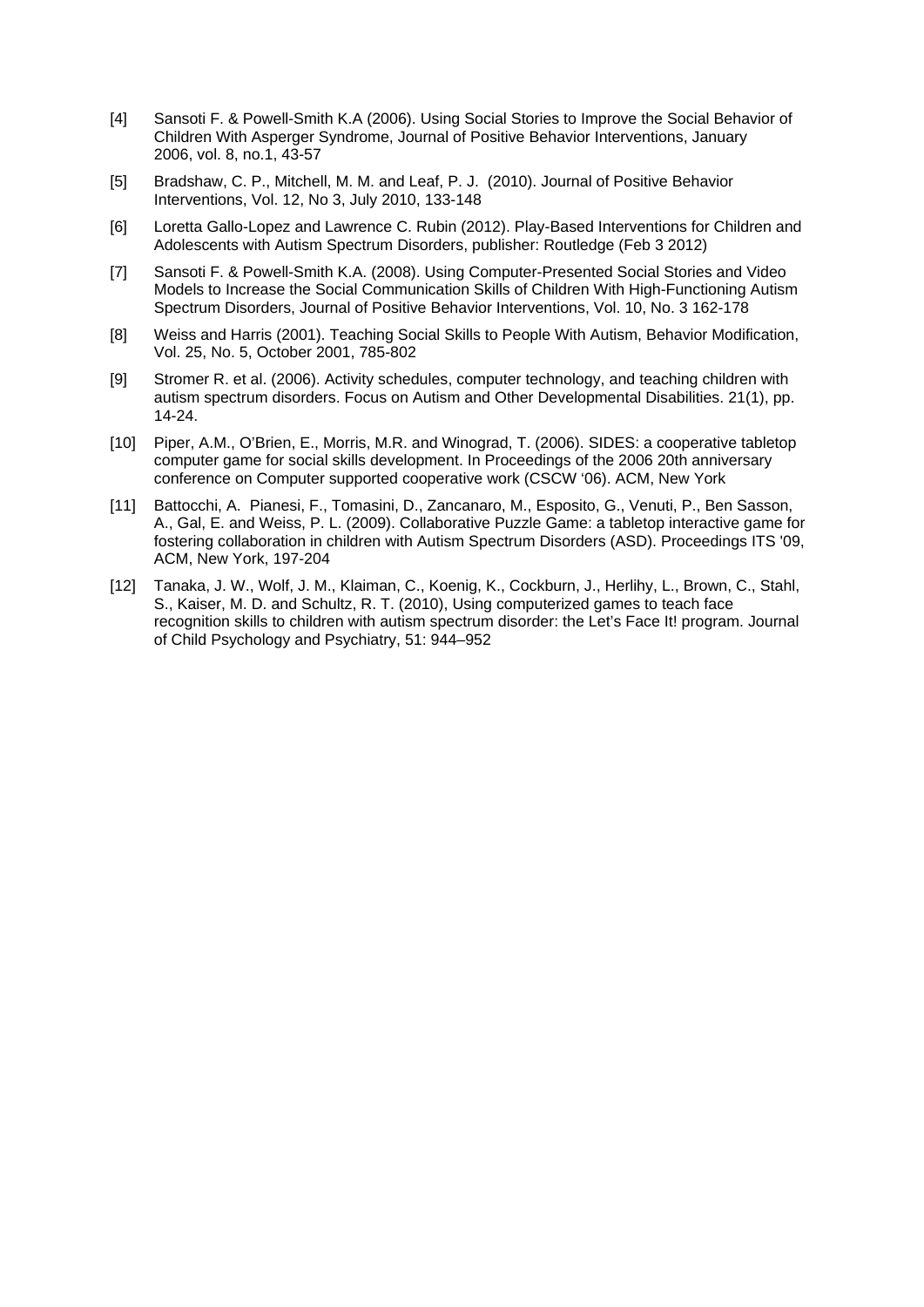[4] Sansoti F. & Powell-Smith K.A (2006). Using Social Stories to Improve the Social Behavior of Children With Asperger Syndrome, Journal of Positive Behavior Interventions, January 2006, vol. 8, no.1, 43-57

[5] Bradshaw, C. P., Mitchell, M. M. and Leaf, P. J. (2010). Journal of Positive Behavior Interventions, Vol. 12, No 3, July 2010, 133-148

[6] Loretta Gallo-Lopez and Lawrence C. Rubin (2012). Play-Based Interventions for Children and Adolescents with Autism Spectrum Disorders, publisher: Routledge (Feb 3 2012)

[7] Sansoti F. & Powell-Smith K.A. (2008). Using Computer-Presented Social Stories and Video Models to Increase the Social Communication Skills of Children With High-Functioning Autism Spectrum Disorders, Journal of Positive Behavior Interventions, Vol. 10, No. 3 162-178

[8] Weiss and Harris (2001). Teaching Social Skills to People With Autism, Behavior Modification, Vol. 25, No. 5, October 2001, 785-802

[9] Stromer R. et al. (2006). Activity schedules, computer technology, and teaching children with autism spectrum disorders. Focus on Autism and Other Developmental Disabilities. 21(1), pp. 14-24.

[10] Piper, A.M., O'Brien, E., Morris, M.R. and Winograd, T. (2006). SIDES: a cooperative tabletop computer game for social skills development. In Proceedings of the 2006 20th anniversary conference on Computer supported cooperative work (CSCW '06). ACM, New York

[11] Battocchi, A. Pianesi, F., Tomasini, D., Zancanaro, M., Esposito, G., Venuti, P., Ben Sasson, A., Gal, E. and Weiss, P. L. (2009). Collaborative Puzzle Game: a tabletop interactive game for fostering collaboration in children with Autism Spectrum Disorders (ASD). Proceedings ITS '09, ACM, New York, 197-204

[12] Tanaka, J. W., Wolf, J. M., Klaiman, C., Koenig, K., Cockburn, J., Herlihy, L., Brown, C., Stahl, S., Kaiser, M. D. and Schultz, R. T. (2010), Using computerized games to teach face recognition skills to children with autism spectrum disorder: the Let's Face It! program. Journal of Child Psychology and Psychiatry, 51: 944–952